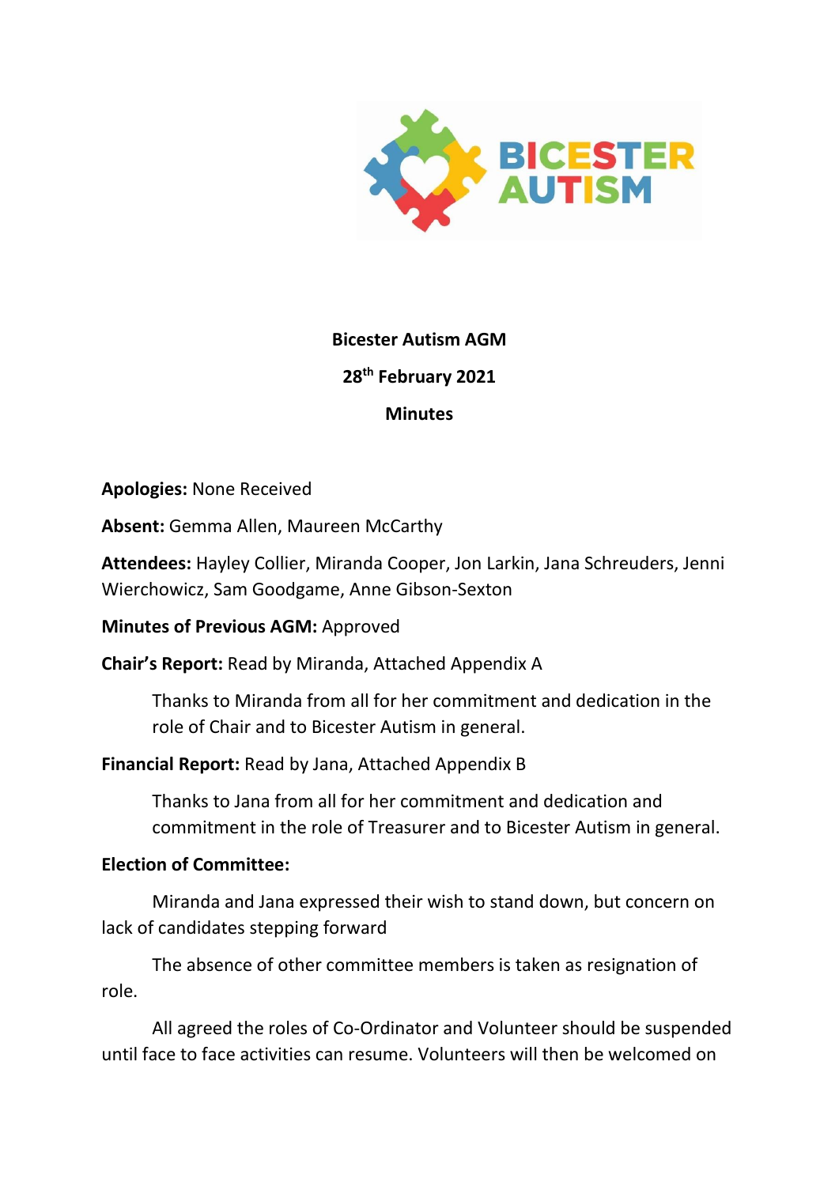**Bicester Autism AGM**

**28th February 2021**

**Minutes**

**Apologies:** None Received

**Absent:** Gemma Allen, Maureen McCarthy

**Attendees:** Hayley Collier, Miranda Cooper, Jon Larkin, Jana Schreuders, Jenni Wierchowicz, Sam Goodgame, Anne Gibson-Sexton

**Minutes of Previous AGM:** Approved

**Chair's Report:** Read by Miranda, Attached Appendix A

> Thanks to Miranda from all for her commitment and dedication in the role of Chair and to Bicester Autism in general.

**Financial Report:** Read by Jana, Attached Appendix B

> Thanks to Jana from all for her commitment and dedication and commitment in the role of Treasurer and to Bicester Autism in general.

**Election of Committee:**

Miranda and Jana expressed their wish to stand down, but concern on lack of candidates stepping forward

The absence of other committee members is taken as resignation of role.

All agreed the roles of Co-Ordinator and Volunteer should be suspended until face to face activities can resume. Volunteers will then be welcomed on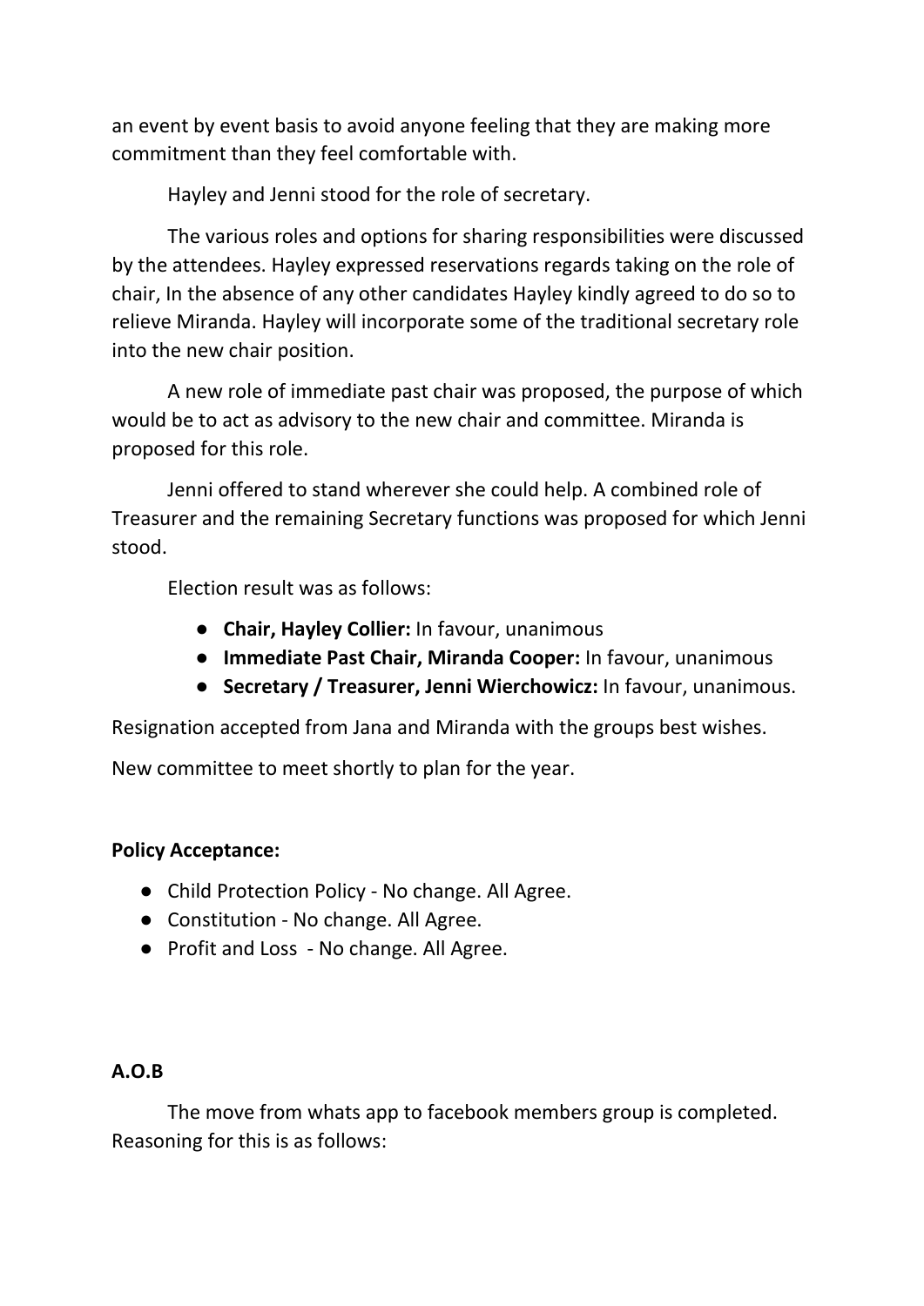an event by event basis to avoid anyone feeling that they are making more commitment than they feel comfortable with.

Hayley and Jenni stood for the role of secretary.

The various roles and options for sharing responsibilities were discussed by the attendees. Hayley expressed reservations regards taking on the role of chair, In the absence of any other candidates Hayley kindly agreed to do so to relieve Miranda. Hayley will incorporate some of the traditional secretary role into the new chair position.

A new role of immediate past chair was proposed, the purpose of which would be to act as advisory to the new chair and committee. Miranda is proposed for this role.

Jenni offered to stand wherever she could help. A combined role of Treasurer and the remaining Secretary functions was proposed for which Jenni stood.

Election result was as follows:

- **Chair, Hayley Collier:** In favour, unanimous
- **Immediate Past Chair, Miranda Cooper:** In favour, unanimous
- **Secretary / Treasurer, Jenni Wierchowicz:** In favour, unanimous.

Resignation accepted from Jana and Miranda with the groups best wishes.

New committee to meet shortly to plan for the year.

**Policy Acceptance:**

- Child Protection Policy - No change. All Agree.
- Constitution - No change. All Agree.
- Profit and Loss - No change. All Agree.

**A.O.B**

The move from whats app to facebook members group is completed. Reasoning for this is as follows: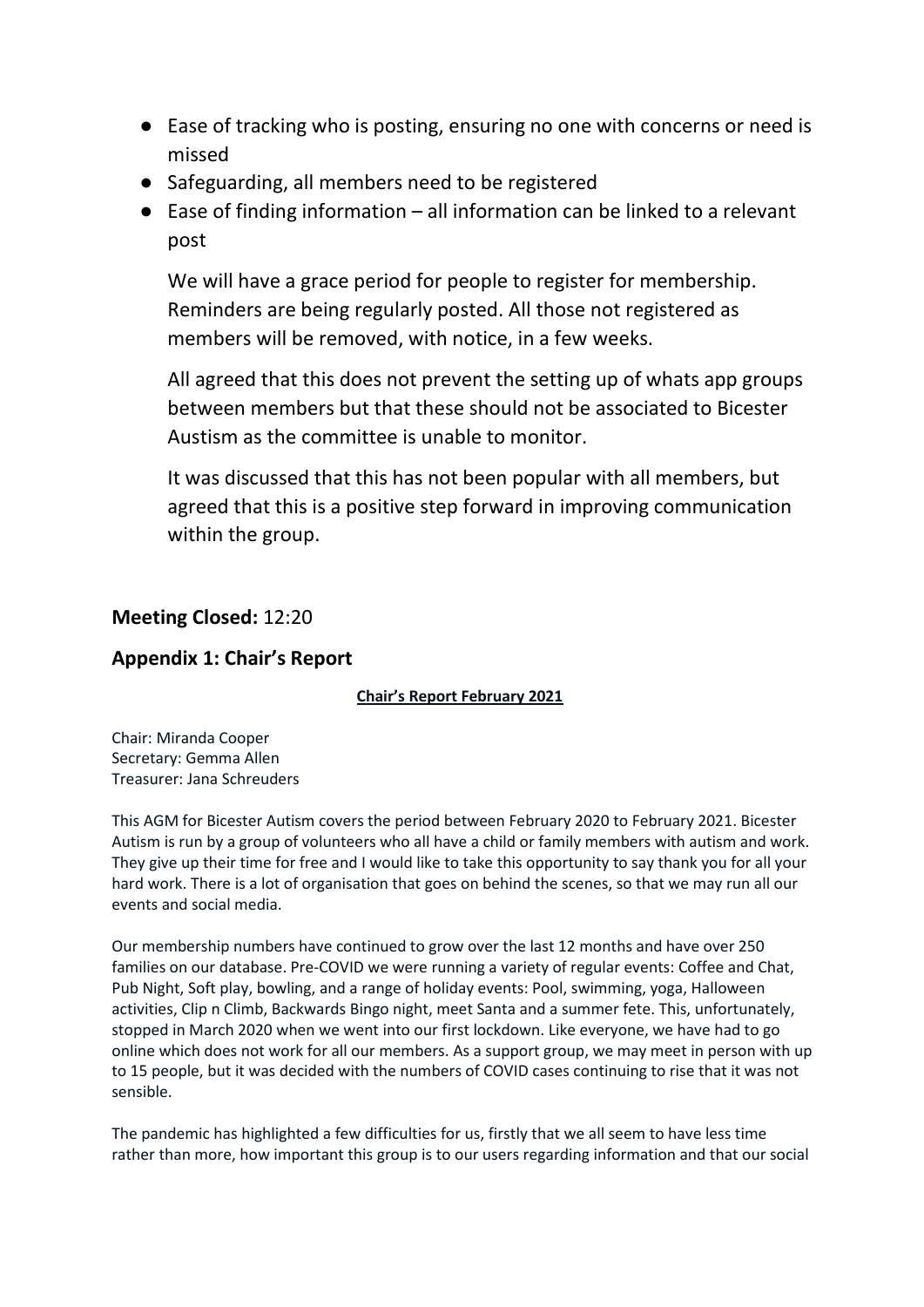- Ease of tracking who is posting, ensuring no one with concerns or need is missed
- Safeguarding, all members need to be registered
- Ease of finding information – all information can be linked to a relevant post

  We will have a grace period for people to register for membership. Reminders are being regularly posted. All those not registered as members will be removed, with notice, in a few weeks.

  All agreed that this does not prevent the setting up of whats app groups between members but that these should not be associated to Bicester Austism as the committee is unable to monitor.

  It was discussed that this has not been popular with all members, but agreed that this is a positive step forward in improving communication within the group.

### **Meeting Closed:** 12:20

### Appendix 1: Chair's Report

**Chair's Report February 2021**

Chair: Miranda Cooper
Secretary: Gemma Allen
Treasurer: Jana Schreuders

This AGM for Bicester Autism covers the period between February 2020 to February 2021. Bicester Autism is run by a group of volunteers who all have a child or family members with autism and work. They give up their time for free and I would like to take this opportunity to say thank you for all your hard work. There is a lot of organisation that goes on behind the scenes, so that we may run all our events and social media.

Our membership numbers have continued to grow over the last 12 months and have over 250 families on our database. Pre-COVID we were running a variety of regular events: Coffee and Chat, Pub Night, Soft play, bowling, and a range of holiday events: Pool, swimming, yoga, Halloween activities, Clip n Climb, Backwards Bingo night, meet Santa and a summer fete. This, unfortunately, stopped in March 2020 when we went into our first lockdown. Like everyone, we have had to go online which does not work for all our members. As a support group, we may meet in person with up to 15 people, but it was decided with the numbers of COVID cases continuing to rise that it was not sensible.

The pandemic has highlighted a few difficulties for us, firstly that we all seem to have less time rather than more, how important this group is to our users regarding information and that our social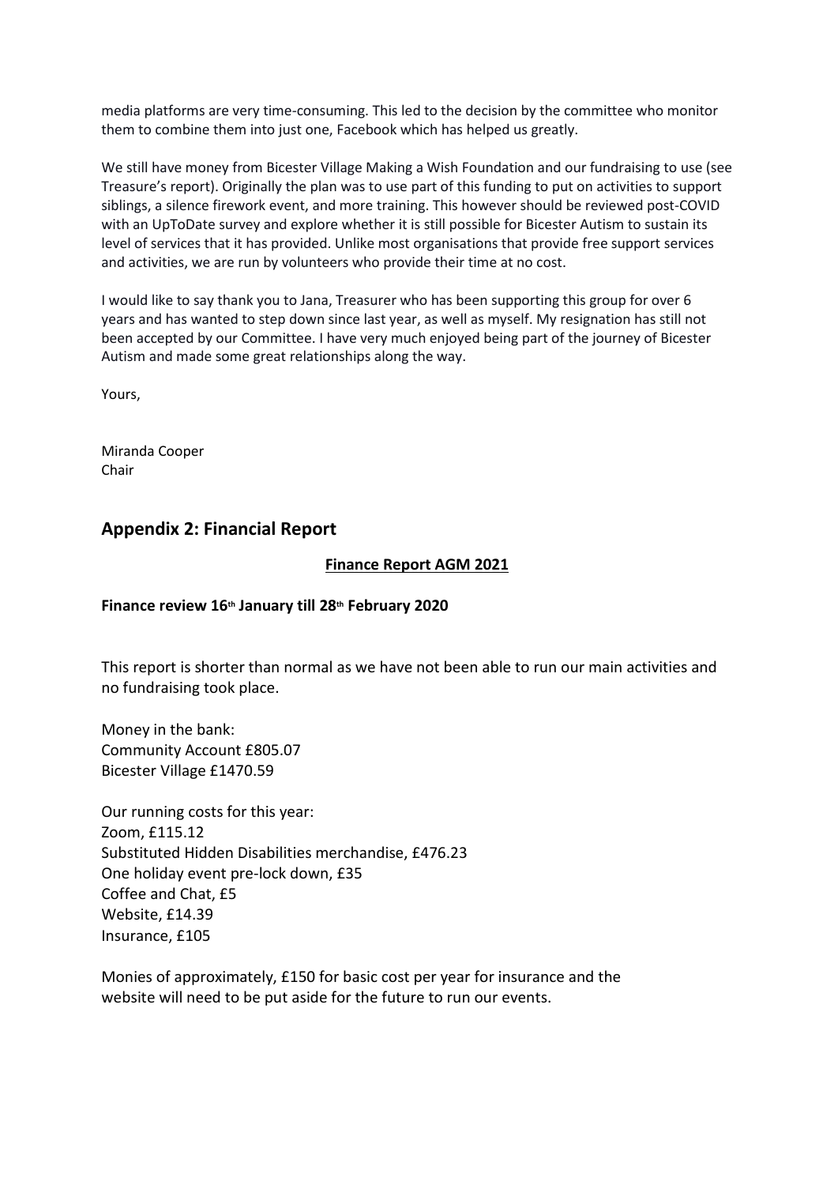media platforms are very time-consuming. This led to the decision by the committee who monitor them to combine them into just one, Facebook which has helped us greatly.

We still have money from Bicester Village Making a Wish Foundation and our fundraising to use (see Treasure's report). Originally the plan was to use part of this funding to put on activities to support siblings, a silence firework event, and more training. This however should be reviewed post-COVID with an UpToDate survey and explore whether it is still possible for Bicester Autism to sustain its level of services that it has provided. Unlike most organisations that provide free support services and activities, we are run by volunteers who provide their time at no cost.

I would like to say thank you to Jana, Treasurer who has been supporting this group for over 6 years and has wanted to step down since last year, as well as myself. My resignation has still not been accepted by our Committee. I have very much enjoyed being part of the journey of Bicester Autism and made some great relationships along the way.

Yours,

Miranda Cooper
Chair

## Appendix 2: Financial Report

### Finance Report AGM 2021

**Finance review 16th January till 28th February 2020**

This report is shorter than normal as we have not been able to run our main activities and no fundraising took place.

Money in the bank:
Community Account £805.07
Bicester Village £1470.59

Our running costs for this year:
Zoom, £115.12
Substituted Hidden Disabilities merchandise, £476.23
One holiday event pre-lock down, £35
Coffee and Chat, £5
Website, £14.39
Insurance, £105

Monies of approximately, £150 for basic cost per year for insurance and the website will need to be put aside for the future to run our events.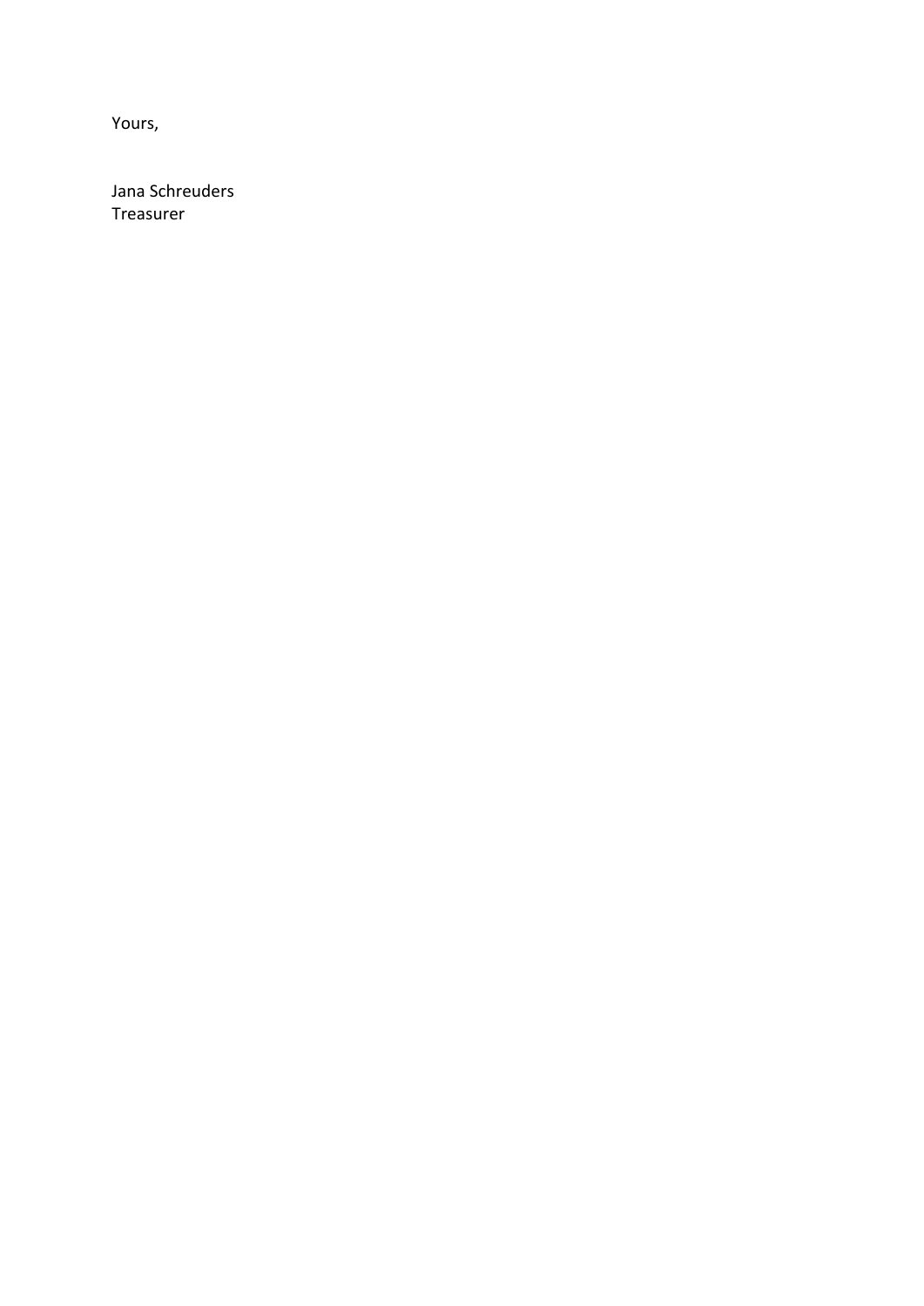Yours,

Jana Schreuders  
Treasurer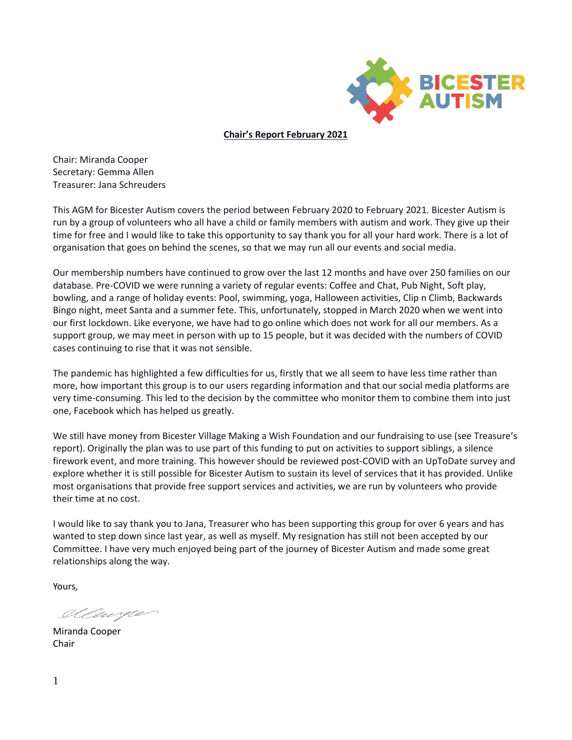**Chair's Report February 2021**

Chair: Miranda Cooper
Secretary: Gemma Allen
Treasurer: Jana Schreuders

This AGM for Bicester Autism covers the period between February 2020 to February 2021. Bicester Autism is run by a group of volunteers who all have a child or family members with autism and work. They give up their time for free and I would like to take this opportunity to say thank you for all your hard work. There is a lot of organisation that goes on behind the scenes, so that we may run all our events and social media.

Our membership numbers have continued to grow over the last 12 months and have over 250 families on our database. Pre-COVID we were running a variety of regular events: Coffee and Chat, Pub Night, Soft play, bowling, and a range of holiday events: Pool, swimming, yoga, Halloween activities, Clip n Climb, Backwards Bingo night, meet Santa and a summer fete. This, unfortunately, stopped in March 2020 when we went into our first lockdown. Like everyone, we have had to go online which does not work for all our members. As a support group, we may meet in person with up to 15 people, but it was decided with the numbers of COVID cases continuing to rise that it was not sensible.

The pandemic has highlighted a few difficulties for us, firstly that we all seem to have less time rather than more, how important this group is to our users regarding information and that our social media platforms are very time-consuming. This led to the decision by the committee who monitor them to combine them into just one, Facebook which has helped us greatly.

We still have money from Bicester Village Making a Wish Foundation and our fundraising to use (see Treasure's report). Originally the plan was to use part of this funding to put on activities to support siblings, a silence firework event, and more training. This however should be reviewed post-COVID with an UpToDate survey and explore whether it is still possible for Bicester Autism to sustain its level of services that it has provided. Unlike most organisations that provide free support services and activities, we are run by volunteers who provide their time at no cost.

I would like to say thank you to Jana, Treasurer who has been supporting this group for over 6 years and has wanted to step down since last year, as well as myself. My resignation has still not been accepted by our Committee. I have very much enjoyed being part of the journey of Bicester Autism and made some great relationships along the way.

Yours,

Miranda Cooper
Chair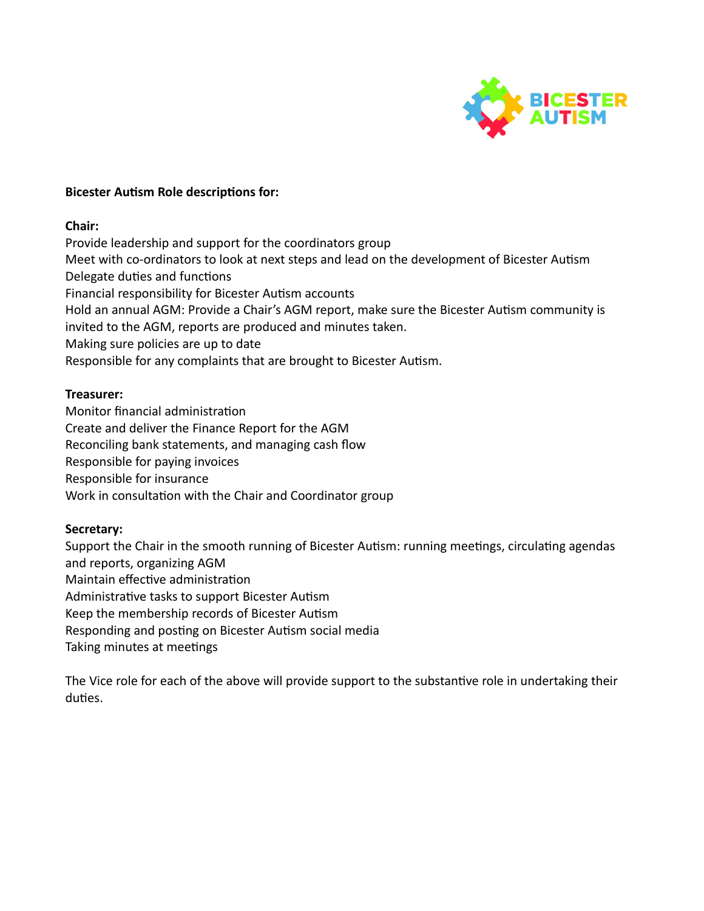**Bicester Autism Role descriptions for:**

**Chair:**

Provide leadership and support for the coordinators group
Meet with co-ordinators to look at next steps and lead on the development of Bicester Autism
Delegate duties and functions
Financial responsibility for Bicester Autism accounts
Hold an annual AGM: Provide a Chair's AGM report, make sure the Bicester Autism community is invited to the AGM, reports are produced and minutes taken.
Making sure policies are up to date
Responsible for any complaints that are brought to Bicester Autism.

**Treasurer:**

Monitor financial administration
Create and deliver the Finance Report for the AGM
Reconciling bank statements, and managing cash flow
Responsible for paying invoices
Responsible for insurance
Work in consultation with the Chair and Coordinator group

**Secretary:**

Support the Chair in the smooth running of Bicester Autism: running meetings, circulating agendas and reports, organizing AGM
Maintain effective administration
Administrative tasks to support Bicester Autism
Keep the membership records of Bicester Autism
Responding and posting on Bicester Autism social media
Taking minutes at meetings

The Vice role for each of the above will provide support to the substantive role in undertaking their duties.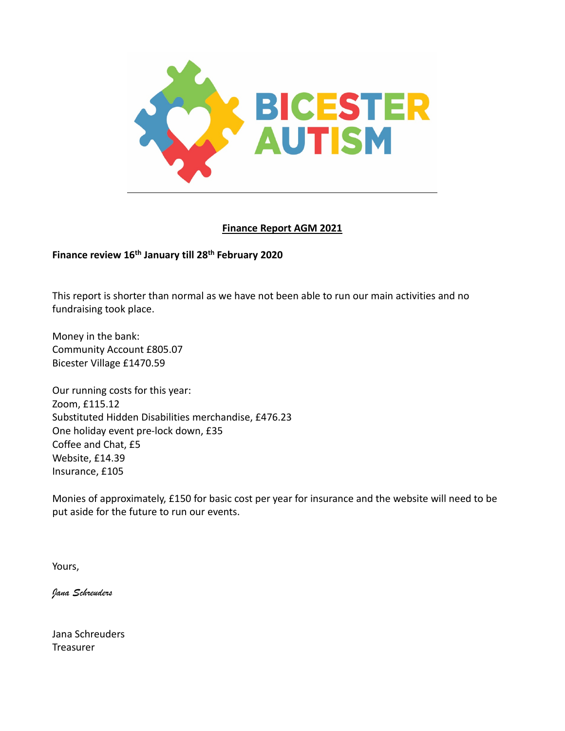BICESTER AUTISM

## Finance Report AGM 2021

**Finance review 16th January till 28th February 2020**

This report is shorter than normal as we have not been able to run our main activities and no fundraising took place.

Money in the bank:
Community Account £805.07
Bicester Village £1470.59

Our running costs for this year:
Zoom, £115.12
Substituted Hidden Disabilities merchandise, £476.23
One holiday event pre-lock down, £35
Coffee and Chat, £5
Website, £14.39
Insurance, £105

Monies of approximately, £150 for basic cost per year for insurance and the website will need to be put aside for the future to run our events.

Yours,

*Jana Schreuders*

Jana Schreuders
Treasurer